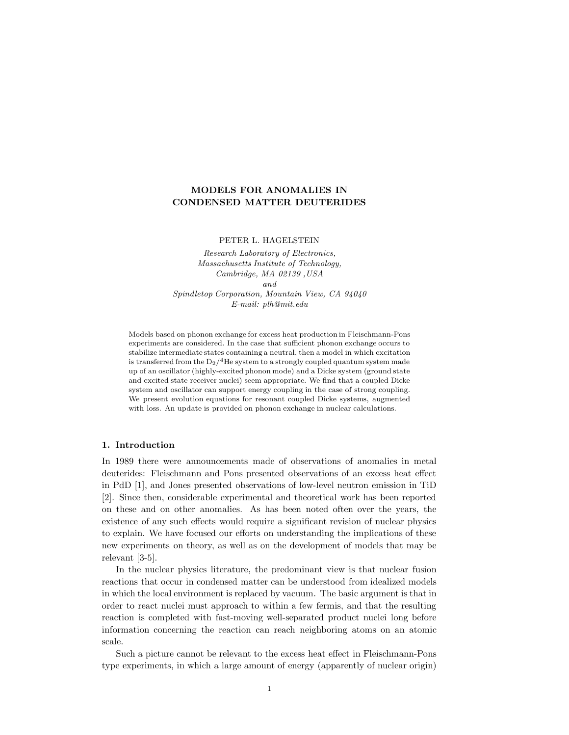# MODELS FOR ANOMALIES IN CONDENSED MATTER DEUTERIDES

PETER L. HAGELSTEIN

*Research Laboratory of Electronics,*
*Massachusetts Institute of Technology,*
*Cambridge, MA 02139 ,USA*
*and*
*Spindletop Corporation, Mountain View, CA 94040*
*E-mail: plh@mit.edu*

Models based on phonon exchange for excess heat production in Fleischmann-Pons experiments are considered. In the case that sufficient phonon exchange occurs to stabilize intermediate states containing a neutral, then a model in which excitation is transferred from the $D_2/^4He$ system to a strongly coupled quantum system made up of an oscillator (highly-excited phonon mode) and a Dicke system (ground state and excited state receiver nuclei) seem appropriate. We find that a coupled Dicke system and oscillator can support energy coupling in the case of strong coupling. We present evolution equations for resonant coupled Dicke systems, augmented with loss. An update is provided on phonon exchange in nuclear calculations.

## 1. Introduction

In 1989 there were announcements made of observations of anomalies in metal deuterides: Fleischmann and Pons presented observations of an excess heat effect in PdD [1], and Jones presented observations of low-level neutron emission in TiD [2]. Since then, considerable experimental and theoretical work has been reported on these and on other anomalies. As has been noted often over the years, the existence of any such effects would require a significant revision of nuclear physics to explain. We have focused our efforts on understanding the implications of these new experiments on theory, as well as on the development of models that may be relevant [3-5].

In the nuclear physics literature, the predominant view is that nuclear fusion reactions that occur in condensed matter can be understood from idealized models in which the local environment is replaced by vacuum. The basic argument is that in order to react nuclei must approach to within a few fermis, and that the resulting reaction is completed with fast-moving well-separated product nuclei long before information concerning the reaction can reach neighboring atoms on an atomic scale.

Such a picture cannot be relevant to the excess heat effect in Fleischmann-Pons type experiments, in which a large amount of energy (apparently of nuclear origin)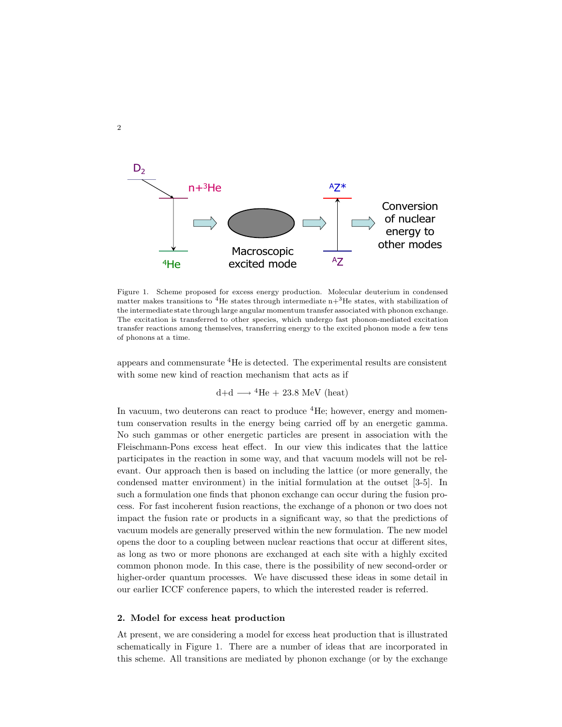Figure 1. Scheme proposed for excess energy production. Molecular deuterium in condensed matter makes transitions to $^4$He states through intermediate n+$^3$He states, with stabilization of the intermediate state through large angular momentum transfer associated with phonon exchange. The excitation is transferred to other species, which undergo fast phonon-mediated excitation transfer reactions among themselves, transferring energy to the excited phonon mode a few tens of phonons at a time.

appears and commensurate $^4$He is detected. The experimental results are consistent with some new kind of reaction mechanism that acts as if

$$\mathrm{d+d} \longrightarrow {}^4\mathrm{He} + 23.8\ \mathrm{MeV\ (heat)}$$

In vacuum, two deuterons can react to produce $^4$He; however, energy and momentum conservation results in the energy being carried off by an energetic gamma. No such gammas or other energetic particles are present in association with the Fleischmann-Pons excess heat effect. In our view this indicates that the lattice participates in the reaction in some way, and that vacuum models will not be relevant. Our approach then is based on including the lattice (or more generally, the condensed matter environment) in the initial formulation at the outset [3-5]. In such a formulation one finds that phonon exchange can occur during the fusion process. For fast incoherent fusion reactions, the exchange of a phonon or two does not impact the fusion rate or products in a significant way, so that the predictions of vacuum models are generally preserved within the new formulation. The new model opens the door to a coupling between nuclear reactions that occur at different sites, as long as two or more phonons are exchanged at each site with a highly excited common phonon mode. In this case, there is the possibility of new second-order or higher-order quantum processes. We have discussed these ideas in some detail in our earlier ICCF conference papers, to which the interested reader is referred.

## 2. Model for excess heat production

At present, we are considering a model for excess heat production that is illustrated schematically in Figure 1. There are a number of ideas that are incorporated in this scheme. All transitions are mediated by phonon exchange (or by the exchange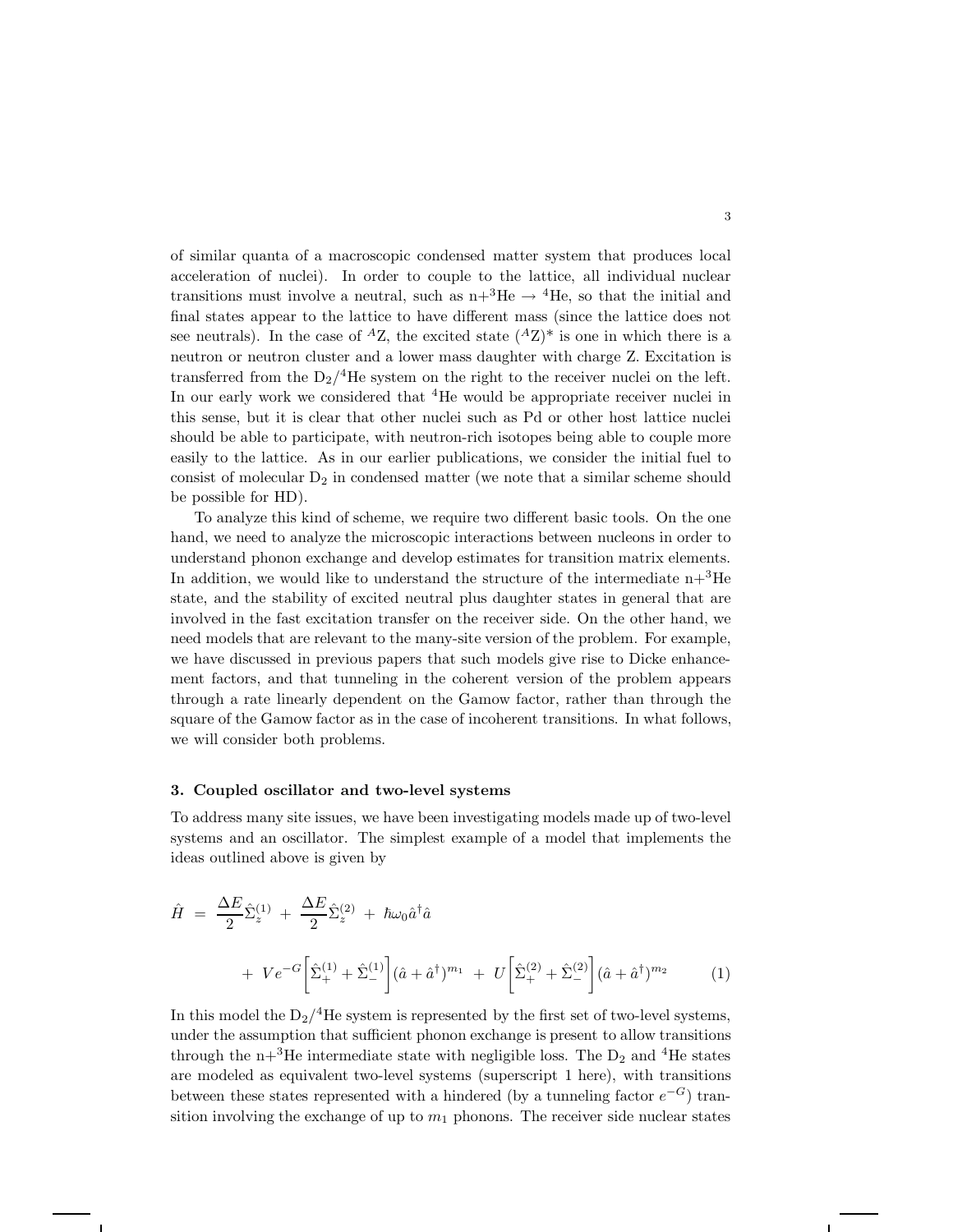of similar quanta of a macroscopic condensed matter system that produces local acceleration of nuclei). In order to couple to the lattice, all individual nuclear transitions must involve a neutral, such as n+$^3$He $\rightarrow$ $^4$He, so that the initial and final states appear to the lattice to have different mass (since the lattice does not see neutrals). In the case of $^A$Z, the excited state ($^A$Z)* is one in which there is a neutron or neutron cluster and a lower mass daughter with charge Z. Excitation is transferred from the $D_2$/$^4$He system on the right to the receiver nuclei on the left. In our early work we considered that $^4$He would be appropriate receiver nuclei in this sense, but it is clear that other nuclei such as Pd or other host lattice nuclei should be able to participate, with neutron-rich isotopes being able to couple more easily to the lattice. As in our earlier publications, we consider the initial fuel to consist of molecular $D_2$ in condensed matter (we note that a similar scheme should be possible for HD).

To analyze this kind of scheme, we require two different basic tools. On the one hand, we need to analyze the microscopic interactions between nucleons in order to understand phonon exchange and develop estimates for transition matrix elements. In addition, we would like to understand the structure of the intermediate n+$^3$He state, and the stability of excited neutral plus daughter states in general that are involved in the fast excitation transfer on the receiver side. On the other hand, we need models that are relevant to the many-site version of the problem. For example, we have discussed in previous papers that such models give rise to Dicke enhancement factors, and that tunneling in the coherent version of the problem appears through a rate linearly dependent on the Gamow factor, rather than through the square of the Gamow factor as in the case of incoherent transitions. In what follows, we will consider both problems.

## 3. Coupled oscillator and two-level systems

To address many site issues, we have been investigating models made up of two-level systems and an oscillator. The simplest example of a model that implements the ideas outlined above is given by

$$
\begin{aligned}
\hat{H} \;=\; & \frac{\Delta E}{2}\hat{\Sigma}_z^{(1)} \;+\; \frac{\Delta E}{2}\hat{\Sigma}_z^{(2)} \;+\; \hbar\omega_0 \hat{a}^\dagger \hat{a} \\
& +\; V e^{-G}\left[\hat{\Sigma}_+^{(1)} + \hat{\Sigma}_-^{(1)}\right](\hat{a}+\hat{a}^\dagger)^{m_1} \;+\; U\left[\hat{\Sigma}_+^{(2)} + \hat{\Sigma}_-^{(2)}\right](\hat{a}+\hat{a}^\dagger)^{m_2}
\end{aligned}
\tag{1}
$$

In this model the $D_2$/$^4$He system is represented by the first set of two-level systems, under the assumption that sufficient phonon exchange is present to allow transitions through the n+$^3$He intermediate state with negligible loss. The $D_2$ and $^4$He states are modeled as equivalent two-level systems (superscript 1 here), with transitions between these states represented with a hindered (by a tunneling factor $e^{-G}$) transition involving the exchange of up to $m_1$ phonons. The receiver side nuclear states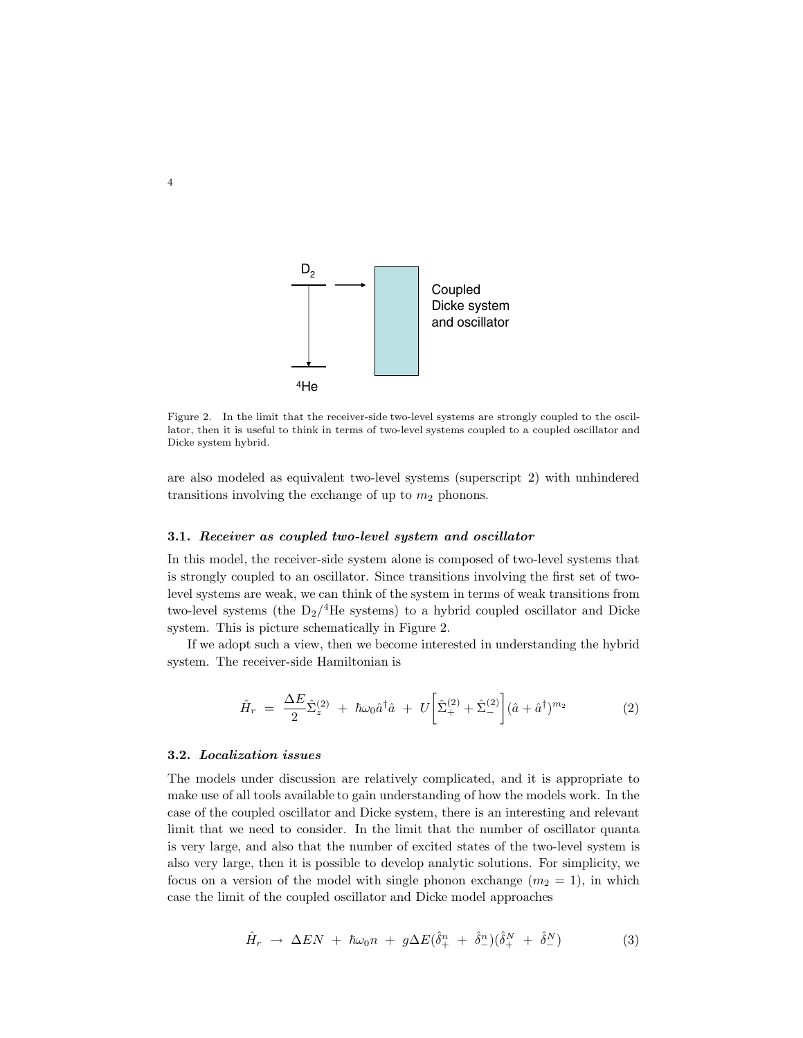Figure 2. In the limit that the receiver-side two-level systems are strongly coupled to the oscillator, then it is useful to think in terms of two-level systems coupled to a coupled oscillator and Dicke system hybrid.

are also modeled as equivalent two-level systems (superscript 2) with unhindered transitions involving the exchange of up to $m_2$ phonons.

### 3.1. *Receiver as coupled two-level system and oscillator*

In this model, the receiver-side system alone is composed of two-level systems that is strongly coupled to an oscillator. Since transitions involving the first set of two-level systems are weak, we can think of the system in terms of weak transitions from two-level systems (the $D_2$/$^4$He systems) to a hybrid coupled oscillator and Dicke system. This is picture schematically in Figure 2.

If we adopt such a view, then we become interested in understanding the hybrid system. The receiver-side Hamiltonian is

$$\hat{H}_r \ = \ \frac{\Delta E}{2}\hat{\Sigma}_z^{(2)} \ + \ \hbar\omega_0 \hat{a}^\dagger \hat{a} \ + \ U\left[\hat{\Sigma}_+^{(2)} + \hat{\Sigma}_-^{(2)}\right](\hat{a}+\hat{a}^\dagger)^{m_2} \tag{2}$$

### 3.2. *Localization issues*

The models under discussion are relatively complicated, and it is appropriate to make use of all tools available to gain understanding of how the models work. In the case of the coupled oscillator and Dicke system, there is an interesting and relevant limit that we need to consider. In the limit that the number of oscillator quanta is very large, and also that the number of excited states of the two-level system is also very large, then it is possible to develop analytic solutions. For simplicity, we focus on a version of the model with single phonon exchange ($m_2 = 1$), in which case the limit of the coupled oscillator and Dicke model approaches

$$\hat{H}_r \ \rightarrow \ \Delta E N \ + \ \hbar\omega_0 n \ + \ g\Delta E(\hat{\delta}_+^n \ + \ \hat{\delta}_-^n)(\hat{\delta}_+^N \ + \ \hat{\delta}_-^N) \tag{3}$$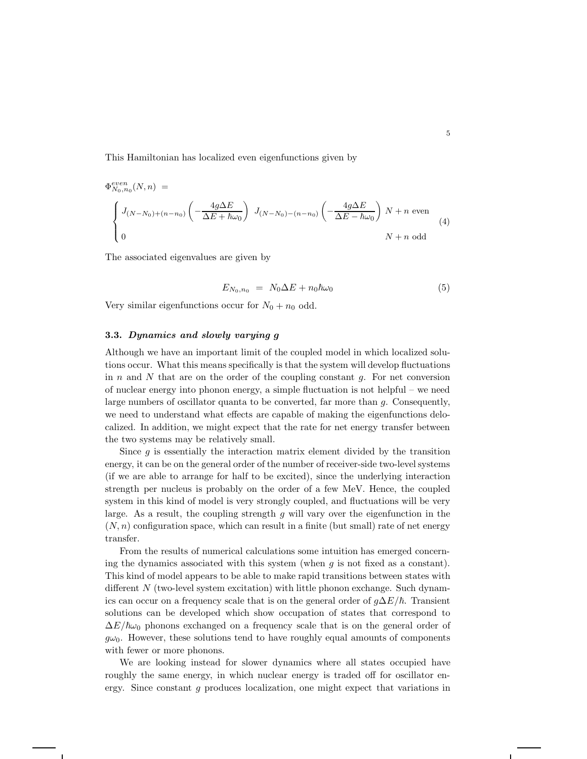This Hamiltonian has localized even eigenfunctions given by

$$
\Phi^{even}_{N_0,n_0}(N,n) \; = \;
\begin{cases}
J_{(N-N_0)+(n-n_0)}\left(-\dfrac{4g\Delta E}{\Delta E + \hbar\omega_0}\right) \; J_{(N-N_0)-(n-n_0)}\left(-\dfrac{4g\Delta E}{\Delta E - \hbar\omega_0}\right) & N+n \text{ even} \\
0 & N+n \text{ odd}
\end{cases}
\tag{4}
$$

The associated eigenvalues are given by

$$
E_{N_0,n_0} \; = \; N_0\Delta E + n_0\hbar\omega_0 \tag{5}
$$

Very similar eigenfunctions occur for $N_0 + n_0$ odd.

### 3.3. *Dynamics and slowly varying g*

Although we have an important limit of the coupled model in which localized solutions occur. What this means specifically is that the system will develop fluctuations in $n$ and $N$ that are on the order of the coupling constant $g$. For net conversion of nuclear energy into phonon energy, a simple fluctuation is not helpful – we need large numbers of oscillator quanta to be converted, far more than $g$. Consequently, we need to understand what effects are capable of making the eigenfunctions delocalized. In addition, we might expect that the rate for net energy transfer between the two systems may be relatively small.

Since $g$ is essentially the interaction matrix element divided by the transition energy, it can be on the general order of the number of receiver-side two-level systems (if we are able to arrange for half to be excited), since the underlying interaction strength per nucleus is probably on the order of a few MeV. Hence, the coupled system in this kind of model is very strongly coupled, and fluctuations will be very large. As a result, the coupling strength $g$ will vary over the eigenfunction in the $(N, n)$ configuration space, which can result in a finite (but small) rate of net energy transfer.

From the results of numerical calculations some intuition has emerged concerning the dynamics associated with this system (when $g$ is not fixed as a constant). This kind of model appears to be able to make rapid transitions between states with different $N$ (two-level system excitation) with little phonon exchange. Such dynamics can occur on a frequency scale that is on the general order of $g\Delta E/\hbar$. Transient solutions can be developed which show occupation of states that correspond to $\Delta E/\hbar\omega_0$ phonons exchanged on a frequency scale that is on the general order of $g\omega_0$. However, these solutions tend to have roughly equal amounts of components with fewer or more phonons.

We are looking instead for slower dynamics where all states occupied have roughly the same energy, in which nuclear energy is traded off for oscillator energy. Since constant $g$ produces localization, one might expect that variations in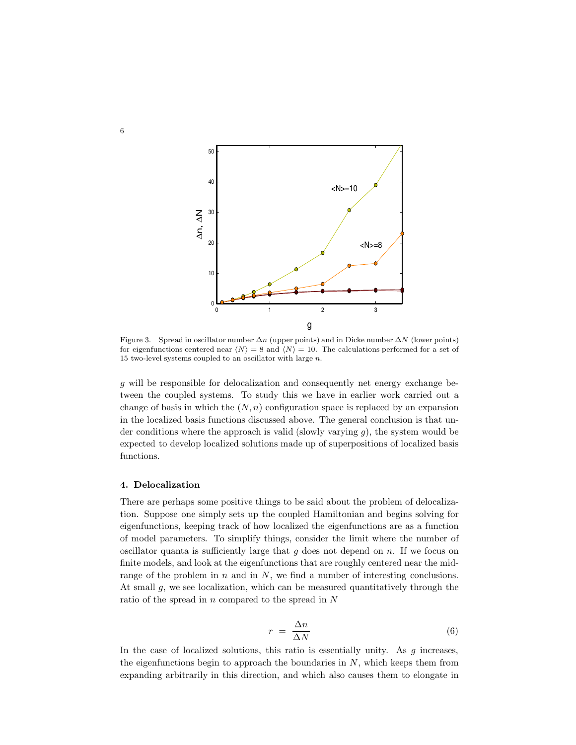Figure 3. Spread in oscillator number $\Delta n$ (upper points) and in Dicke number $\Delta N$ (lower points) for eigenfunctions centered near $\langle N \rangle = 8$ and $\langle N \rangle = 10$. The calculations performed for a set of 15 two-level systems coupled to an oscillator with large $n$.

$g$ will be responsible for delocalization and consequently net energy exchange between the coupled systems. To study this we have in earlier work carried out a change of basis in which the $(N, n)$ configuration space is replaced by an expansion in the localized basis functions discussed above. The general conclusion is that under conditions where the approach is valid (slowly varying $g$), the system would be expected to develop localized solutions made up of superpositions of localized basis functions.

## 4. Delocalization

There are perhaps some positive things to be said about the problem of delocalization. Suppose one simply sets up the coupled Hamiltonian and begins solving for eigenfunctions, keeping track of how localized the eigenfunctions are as a function of model parameters. To simplify things, consider the limit where the number of oscillator quanta is sufficiently large that $g$ does not depend on $n$. If we focus on finite models, and look at the eigenfunctions that are roughly centered near the midrange of the problem in $n$ and in $N$, we find a number of interesting conclusions. At small $g$, we see localization, which can be measured quantitatively through the ratio of the spread in $n$ compared to the spread in $N$

$$r = \frac{\Delta n}{\Delta N} \tag{6}$$

In the case of localized solutions, this ratio is essentially unity. As $g$ increases, the eigenfunctions begin to approach the boundaries in $N$, which keeps them from expanding arbitrarily in this direction, and which also causes them to elongate in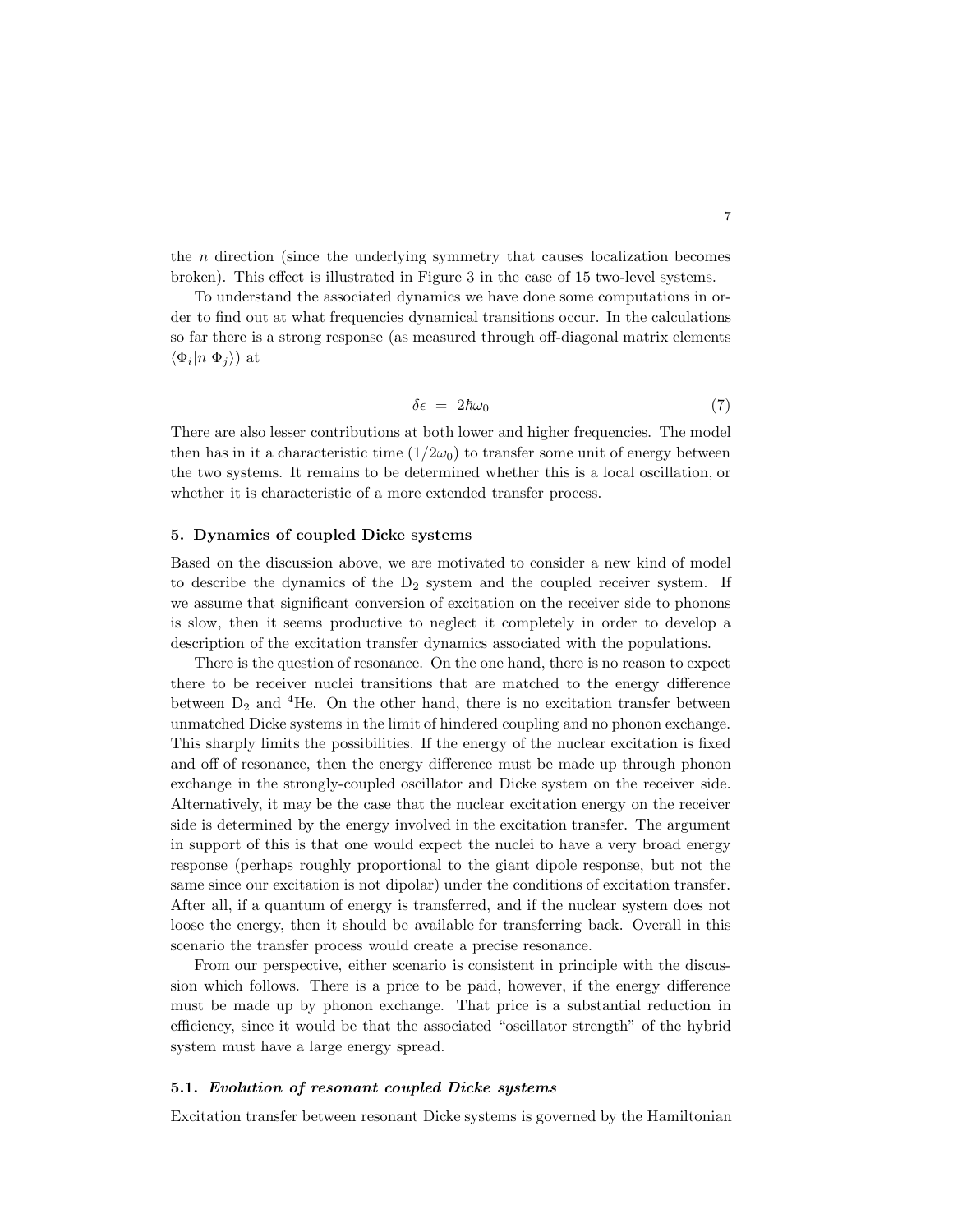the $n$ direction (since the underlying symmetry that causes localization becomes broken). This effect is illustrated in Figure 3 in the case of 15 two-level systems.

To understand the associated dynamics we have done some computations in order to find out at what frequencies dynamical transitions occur. In the calculations so far there is a strong response (as measured through off-diagonal matrix elements $\langle\Phi_i|n|\Phi_j\rangle$) at

$$\delta\epsilon \ = \ 2\hbar\omega_0 \tag{7}$$

There are also lesser contributions at both lower and higher frequencies. The model then has in it a characteristic time $(1/2\omega_0)$ to transfer some unit of energy between the two systems. It remains to be determined whether this is a local oscillation, or whether it is characteristic of a more extended transfer process.

## 5. Dynamics of coupled Dicke systems

Based on the discussion above, we are motivated to consider a new kind of model to describe the dynamics of the $D_2$ system and the coupled receiver system. If we assume that significant conversion of excitation on the receiver side to phonons is slow, then it seems productive to neglect it completely in order to develop a description of the excitation transfer dynamics associated with the populations.

There is the question of resonance. On the one hand, there is no reason to expect there to be receiver nuclei transitions that are matched to the energy difference between $D_2$ and $^4$He. On the other hand, there is no excitation transfer between unmatched Dicke systems in the limit of hindered coupling and no phonon exchange. This sharply limits the possibilities. If the energy of the nuclear excitation is fixed and off of resonance, then the energy difference must be made up through phonon exchange in the strongly-coupled oscillator and Dicke system on the receiver side. Alternatively, it may be the case that the nuclear excitation energy on the receiver side is determined by the energy involved in the excitation transfer. The argument in support of this is that one would expect the nuclei to have a very broad energy response (perhaps roughly proportional to the giant dipole response, but not the same since our excitation is not dipolar) under the conditions of excitation transfer. After all, if a quantum of energy is transferred, and if the nuclear system does not loose the energy, then it should be available for transferring back. Overall in this scenario the transfer process would create a precise resonance.

From our perspective, either scenario is consistent in principle with the discussion which follows. There is a price to be paid, however, if the energy difference must be made up by phonon exchange. That price is a substantial reduction in efficiency, since it would be that the associated "oscillator strength" of the hybrid system must have a large energy spread.

### 5.1. *Evolution of resonant coupled Dicke systems*

Excitation transfer between resonant Dicke systems is governed by the Hamiltonian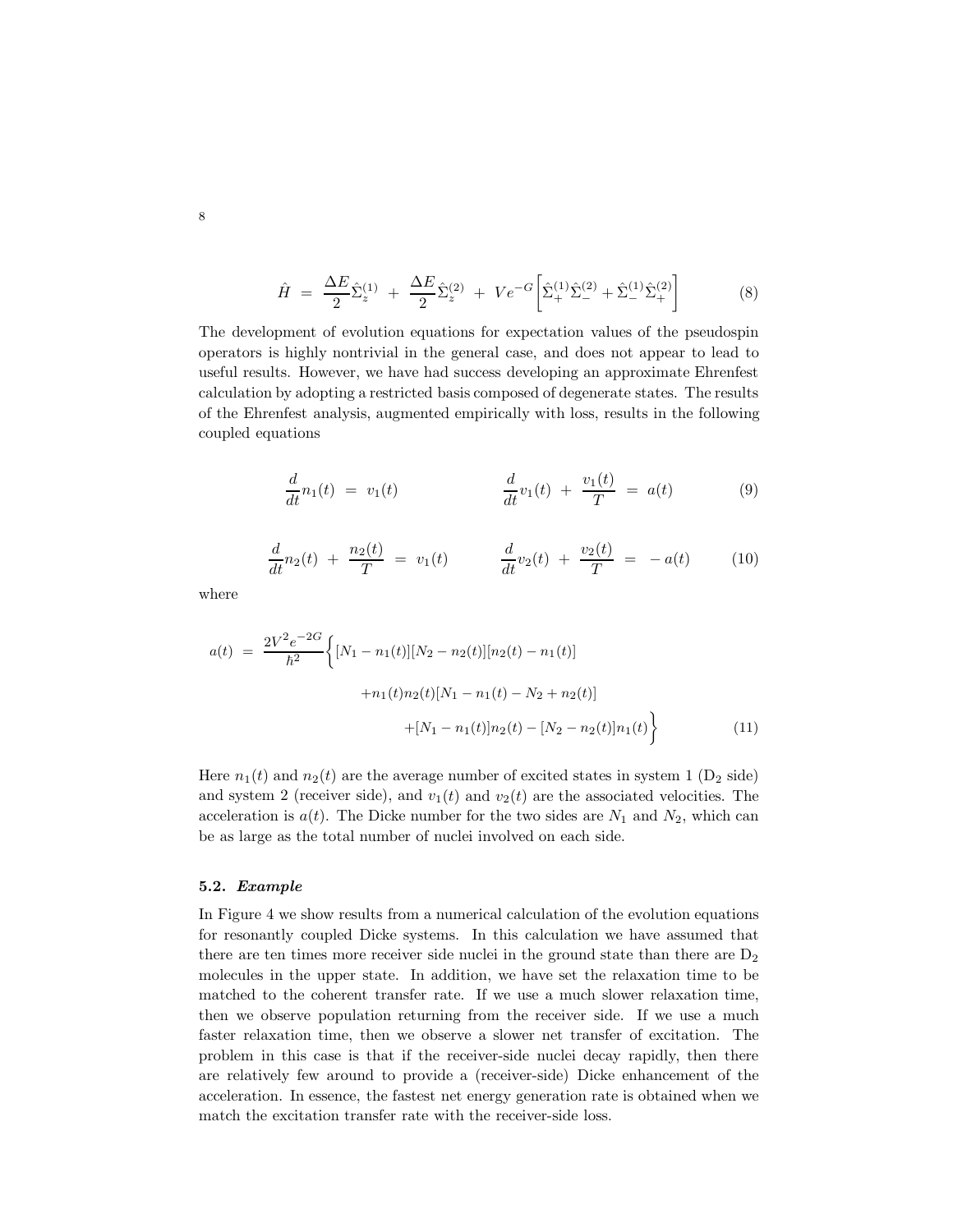$$\hat{H} = \frac{\Delta E}{2}\hat{\Sigma}_z^{(1)} + \frac{\Delta E}{2}\hat{\Sigma}_z^{(2)} + Ve^{-G}\left[\hat{\Sigma}_+^{(1)}\hat{\Sigma}_-^{(2)} + \hat{\Sigma}_-^{(1)}\hat{\Sigma}_+^{(2)}\right] \tag{8}$$

The development of evolution equations for expectation values of the pseudospin operators is highly nontrivial in the general case, and does not appear to lead to useful results. However, we have had success developing an approximate Ehrenfest calculation by adopting a restricted basis composed of degenerate states. The results of the Ehrenfest analysis, augmented empirically with loss, results in the following coupled equations

$$\frac{d}{dt}n_1(t) = v_1(t) \qquad\qquad \frac{d}{dt}v_1(t) + \frac{v_1(t)}{T} = a(t) \tag{9}$$

$$\frac{d}{dt}n_2(t) + \frac{n_2(t)}{T} = v_1(t) \qquad\qquad \frac{d}{dt}v_2(t) + \frac{v_2(t)}{T} = -a(t) \tag{10}$$

where

$$\begin{aligned} a(t) = \frac{2V^2e^{-2G}}{\hbar^2}\Big\{ &[N_1 - n_1(t)][N_2 - n_2(t)][n_2(t) - n_1(t)] \\ &+ n_1(t)n_2(t)[N_1 - n_1(t) - N_2 + n_2(t)] \\ &+ [N_1 - n_1(t)]n_2(t) - [N_2 - n_2(t)]n_1(t)\Big\} \end{aligned} \tag{11}$$

Here $n_1(t)$ and $n_2(t)$ are the average number of excited states in system 1 ($D_2$ side) and system 2 (receiver side), and $v_1(t)$ and $v_2(t)$ are the associated velocities. The acceleration is $a(t)$. The Dicke number for the two sides are $N_1$ and $N_2$, which can be as large as the total number of nuclei involved on each side.

### 5.2. *Example*

In Figure 4 we show results from a numerical calculation of the evolution equations for resonantly coupled Dicke systems. In this calculation we have assumed that there are ten times more receiver side nuclei in the ground state than there are $D_2$ molecules in the upper state. In addition, we have set the relaxation time to be matched to the coherent transfer rate. If we use a much slower relaxation time, then we observe population returning from the receiver side. If we use a much faster relaxation time, then we observe a slower net transfer of excitation. The problem in this case is that if the receiver-side nuclei decay rapidly, then there are relatively few around to provide a (receiver-side) Dicke enhancement of the acceleration. In essence, the fastest net energy generation rate is obtained when we match the excitation transfer rate with the receiver-side loss.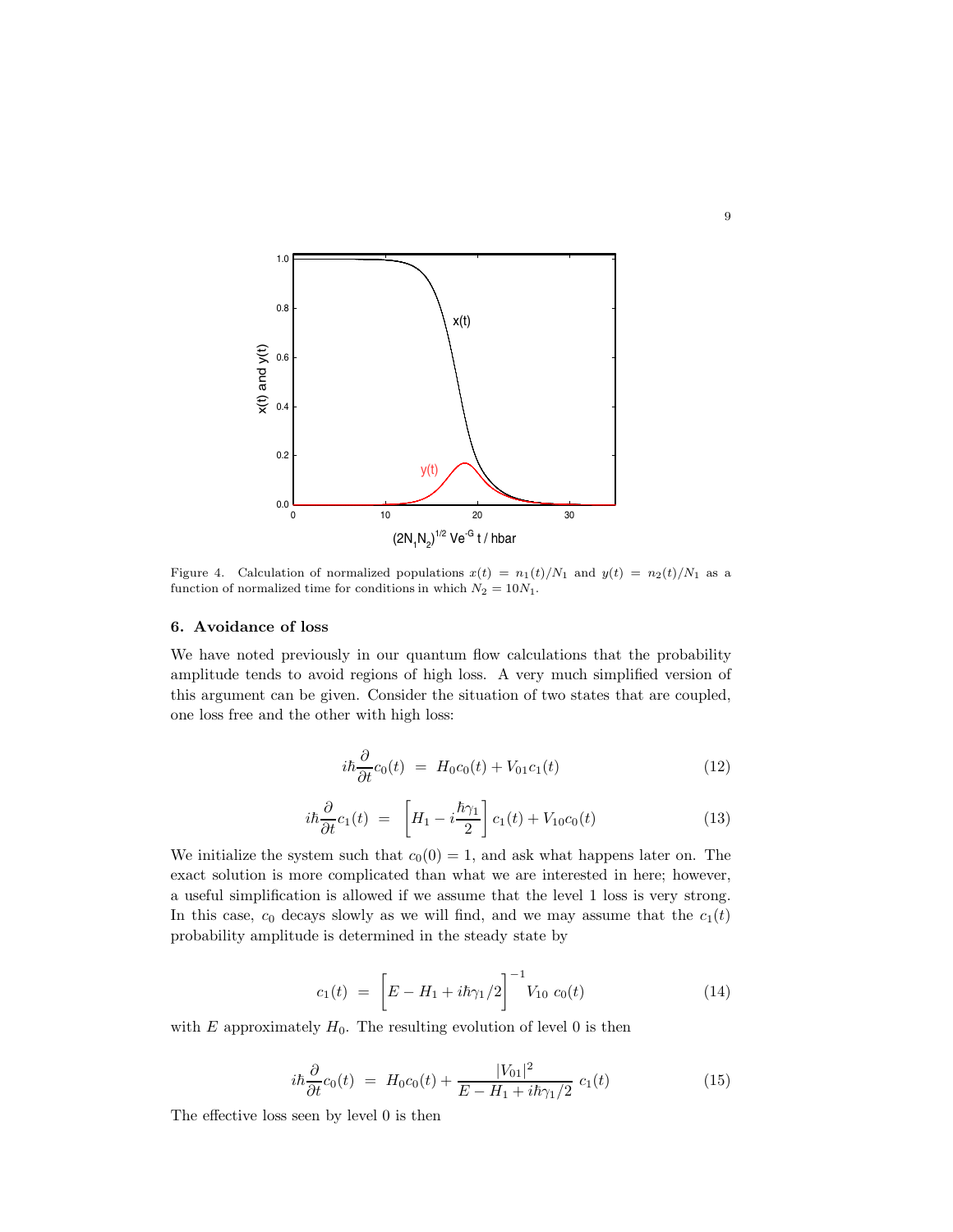Figure 4. Calculation of normalized populations $x(t) = n_1(t)/N_1$ and $y(t) = n_2(t)/N_1$ as a function of normalized time for conditions in which $N_2 = 10N_1$.

## 6. Avoidance of loss

We have noted previously in our quantum flow calculations that the probability amplitude tends to avoid regions of high loss. A very much simplified version of this argument can be given. Consider the situation of two states that are coupled, one loss free and the other with high loss:

$$i\hbar \frac{\partial}{\partial t} c_0(t) \ = \ H_0 c_0(t) + V_{01} c_1(t) \tag{12}$$

$$i\hbar \frac{\partial}{\partial t} c_1(t) \ = \ \left[ H_1 - i\frac{\hbar \gamma_1}{2} \right] c_1(t) + V_{10} c_0(t) \tag{13}$$

We initialize the system such that $c_0(0) = 1$, and ask what happens later on. The exact solution is more complicated than what we are interested in here; however, a useful simplification is allowed if we assume that the level 1 loss is very strong. In this case, $c_0$ decays slowly as we will find, and we may assume that the $c_1(t)$ probability amplitude is determined in the steady state by

$$c_1(t) \ = \ \left[ E - H_1 + i\hbar\gamma_1/2 \right]^{-1} V_{10} \ c_0(t) \tag{14}$$

with $E$ approximately $H_0$. The resulting evolution of level 0 is then

$$i\hbar \frac{\partial}{\partial t} c_0(t) \ = \ H_0 c_0(t) + \frac{|V_{01}|^2}{E - H_1 + i\hbar\gamma_1/2} \ c_1(t) \tag{15}$$

The effective loss seen by level 0 is then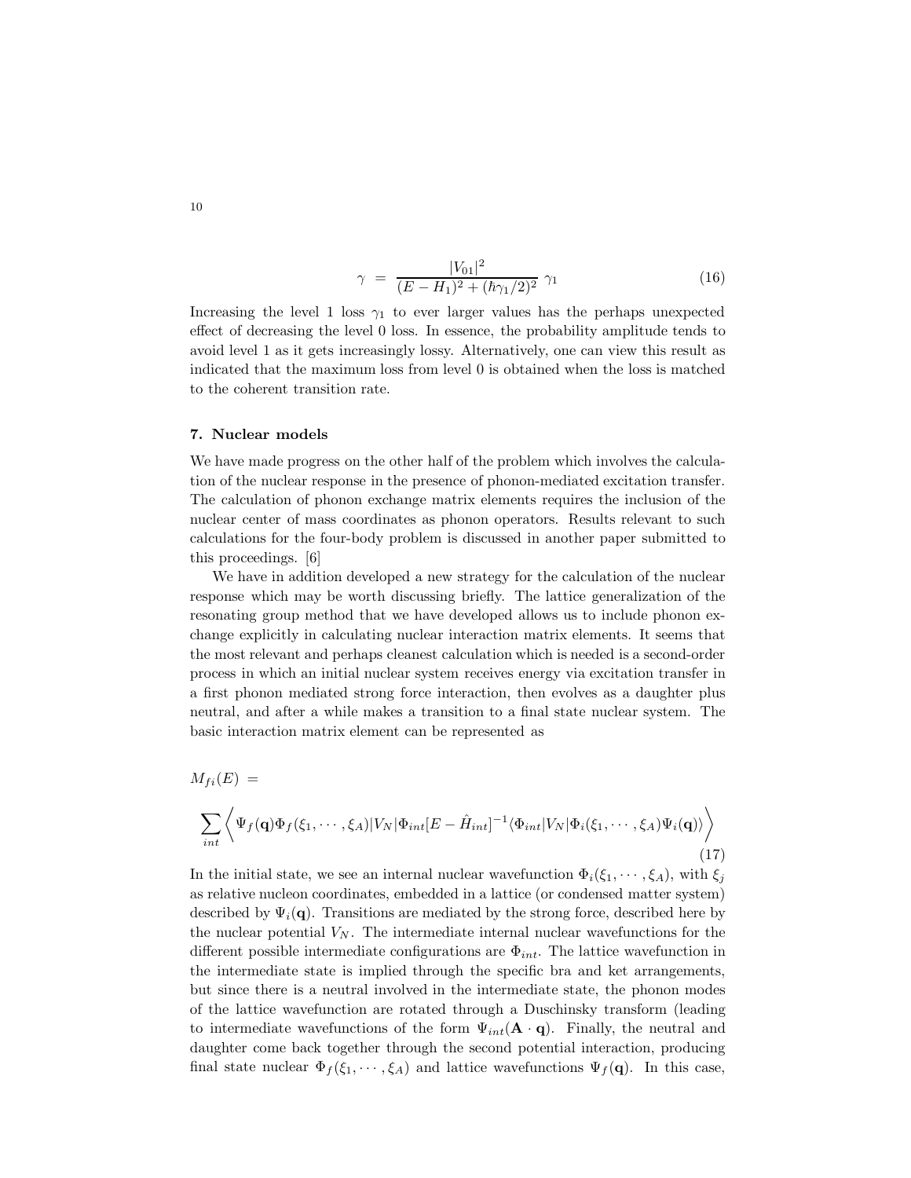$$\gamma \; = \; \frac{|V_{01}|^2}{(E - H_1)^2 + (\hbar\gamma_1/2)^2} \; \gamma_1 \tag{16}$$

Increasing the level 1 loss $\gamma_1$ to ever larger values has the perhaps unexpected effect of decreasing the level 0 loss. In essence, the probability amplitude tends to avoid level 1 as it gets increasingly lossy. Alternatively, one can view this result as indicated that the maximum loss from level 0 is obtained when the loss is matched to the coherent transition rate.

## 7. Nuclear models

We have made progress on the other half of the problem which involves the calculation of the nuclear response in the presence of phonon-mediated excitation transfer. The calculation of phonon exchange matrix elements requires the inclusion of the nuclear center of mass coordinates as phonon operators. Results relevant to such calculations for the four-body problem is discussed in another paper submitted to this proceedings. [6]

We have in addition developed a new strategy for the calculation of the nuclear response which may be worth discussing briefly. The lattice generalization of the resonating group method that we have developed allows us to include phonon exchange explicitly in calculating nuclear interaction matrix elements. It seems that the most relevant and perhaps cleanest calculation which is needed is a second-order process in which an initial nuclear system receives energy via excitation transfer in a first phonon mediated strong force interaction, then evolves as a daughter plus neutral, and after a while makes a transition to a final state nuclear system. The basic interaction matrix element can be represented as

$$M_{fi}(E) \; =$$

$$\sum_{int} \left\langle \Psi_f(\mathbf{q})\Phi_f(\xi_1, \cdots, \xi_A)|V_N|\Phi_{int}[E - \hat{H}_{int}]^{-1}\langle\Phi_{int}|V_N|\Phi_i(\xi_1, \cdots, \xi_A)\Psi_i(\mathbf{q})\rangle \right\rangle \tag{17}$$

In the initial state, we see an internal nuclear wavefunction $\Phi_i(\xi_1, \cdots, \xi_A)$, with $\xi_j$ as relative nucleon coordinates, embedded in a lattice (or condensed matter system) described by $\Psi_i(\mathbf{q})$. Transitions are mediated by the strong force, described here by the nuclear potential $V_N$. The intermediate internal nuclear wavefunctions for the different possible intermediate configurations are $\Phi_{int}$. The lattice wavefunction in the intermediate state is implied through the specific bra and ket arrangements, but since there is a neutral involved in the intermediate state, the phonon modes of the lattice wavefunction are rotated through a Duschinsky transform (leading to intermediate wavefunctions of the form $\Psi_{int}(\mathbf{A} \cdot \mathbf{q})$. Finally, the neutral and daughter come back together through the second potential interaction, producing final state nuclear $\Phi_f(\xi_1, \cdots, \xi_A)$ and lattice wavefunctions $\Psi_f(\mathbf{q})$. In this case,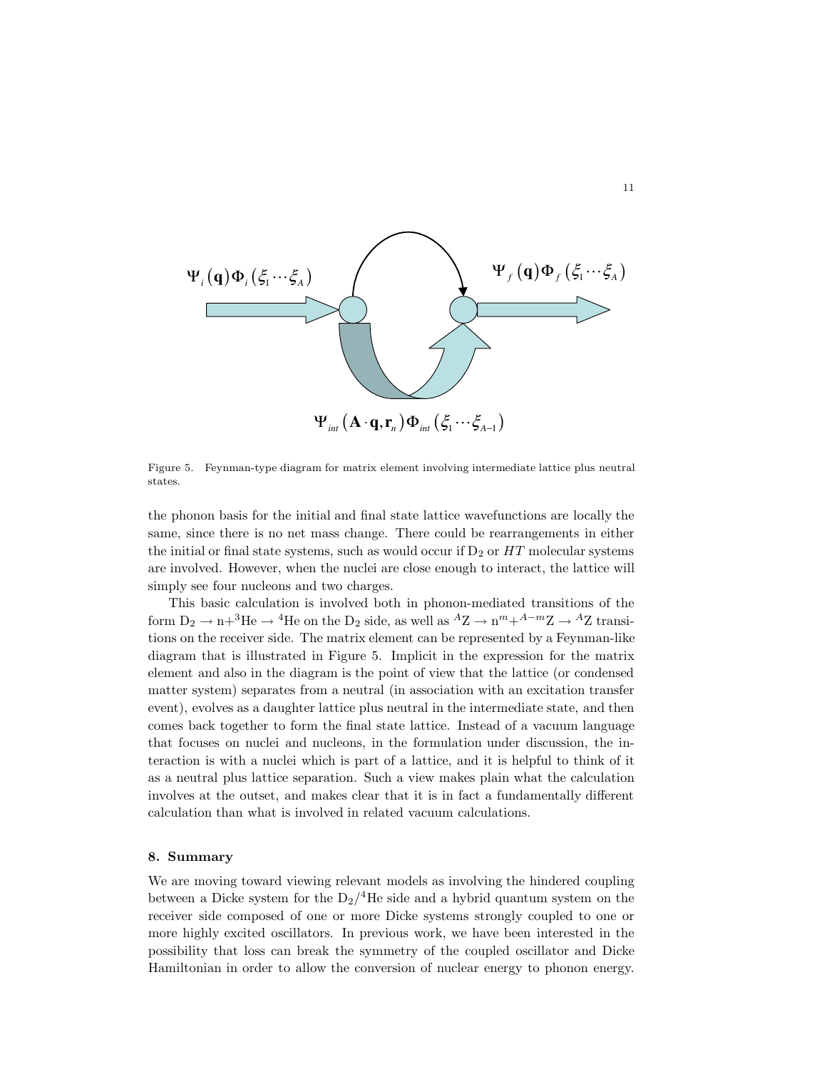$$\Psi_i(\mathbf{q})\Phi_i(\xi_1\cdots\xi_A)$$

$$\Psi_f(\mathbf{q})\Phi_f(\xi_1\cdots\xi_A)$$

$$\Psi_{int}(\mathbf{A}\cdot\mathbf{q},\mathbf{r}_n)\Phi_{int}(\xi_1\cdots\xi_{A-1})$$

Figure 5. Feynman-type diagram for matrix element involving intermediate lattice plus neutral states.

the phonon basis for the initial and final state lattice wavefunctions are locally the same, since there is no net mass change. There could be rearrangements in either the initial or final state systems, such as would occur if $D_2$ or $HT$ molecular systems are involved. However, when the nuclei are close enough to interact, the lattice will simply see four nucleons and two charges.

This basic calculation is involved both in phonon-mediated transitions of the form $D_2 \rightarrow n+{}^3He \rightarrow {}^4He$ on the $D_2$ side, as well as ${}^AZ \rightarrow n^m + {}^{A-m}Z \rightarrow {}^AZ$ transitions on the receiver side. The matrix element can be represented by a Feynman-like diagram that is illustrated in Figure 5. Implicit in the expression for the matrix element and also in the diagram is the point of view that the lattice (or condensed matter system) separates from a neutral (in association with an excitation transfer event), evolves as a daughter lattice plus neutral in the intermediate state, and then comes back together to form the final state lattice. Instead of a vacuum language that focuses on nuclei and nucleons, in the formulation under discussion, the interaction is with a nuclei which is part of a lattice, and it is helpful to think of it as a neutral plus lattice separation. Such a view makes plain what the calculation involves at the outset, and makes clear that it is in fact a fundamentally different calculation than what is involved in related vacuum calculations.

### 8. Summary

We are moving toward viewing relevant models as involving the hindered coupling between a Dicke system for the $D_2/{}^4He$ side and a hybrid quantum system on the receiver side composed of one or more Dicke systems strongly coupled to one or more highly excited oscillators. In previous work, we have been interested in the possibility that loss can break the symmetry of the coupled oscillator and Dicke Hamiltonian in order to allow the conversion of nuclear energy to phonon energy.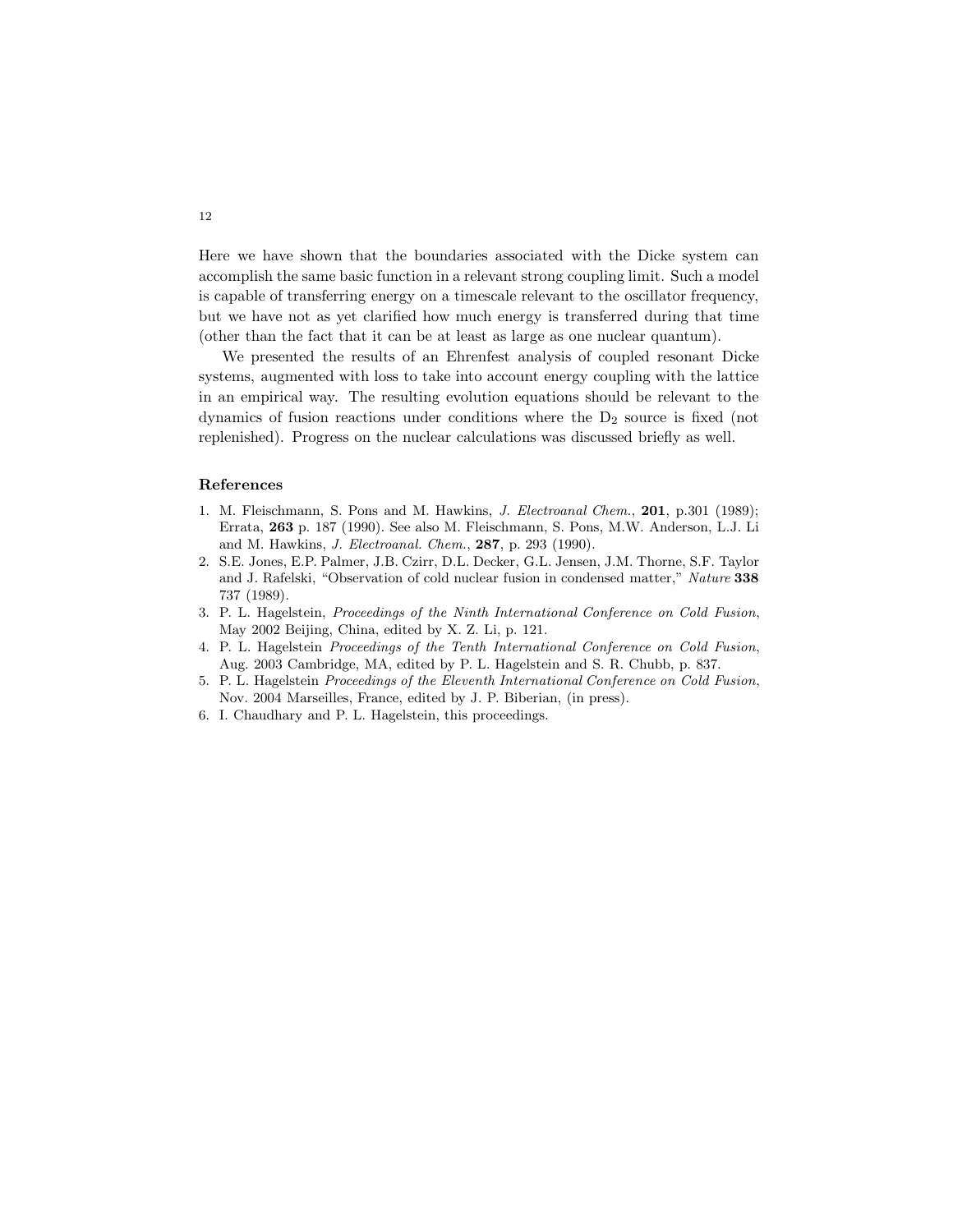Here we have shown that the boundaries associated with the Dicke system can accomplish the same basic function in a relevant strong coupling limit. Such a model is capable of transferring energy on a timescale relevant to the oscillator frequency, but we have not as yet clarified how much energy is transferred during that time (other than the fact that it can be at least as large as one nuclear quantum).

We presented the results of an Ehrenfest analysis of coupled resonant Dicke systems, augmented with loss to take into account energy coupling with the lattice in an empirical way. The resulting evolution equations should be relevant to the dynamics of fusion reactions under conditions where the $D_2$ source is fixed (not replenished). Progress on the nuclear calculations was discussed briefly as well.

## References

1. M. Fleischmann, S. Pons and M. Hawkins, *J. Electroanal Chem.*, **201**, p.301 (1989); Errata, **263** p. 187 (1990). See also M. Fleischmann, S. Pons, M.W. Anderson, L.J. Li and M. Hawkins, *J. Electroanal. Chem.*, **287**, p. 293 (1990).
2. S.E. Jones, E.P. Palmer, J.B. Czirr, D.L. Decker, G.L. Jensen, J.M. Thorne, S.F. Taylor and J. Rafelski, "Observation of cold nuclear fusion in condensed matter," *Nature* **338** 737 (1989).
3. P. L. Hagelstein, *Proceedings of the Ninth International Conference on Cold Fusion*, May 2002 Beijing, China, edited by X. Z. Li, p. 121.
4. P. L. Hagelstein *Proceedings of the Tenth International Conference on Cold Fusion*, Aug. 2003 Cambridge, MA, edited by P. L. Hagelstein and S. R. Chubb, p. 837.
5. P. L. Hagelstein *Proceedings of the Eleventh International Conference on Cold Fusion*, Nov. 2004 Marseilles, France, edited by J. P. Biberian, (in press).
6. I. Chaudhary and P. L. Hagelstein, this proceedings.